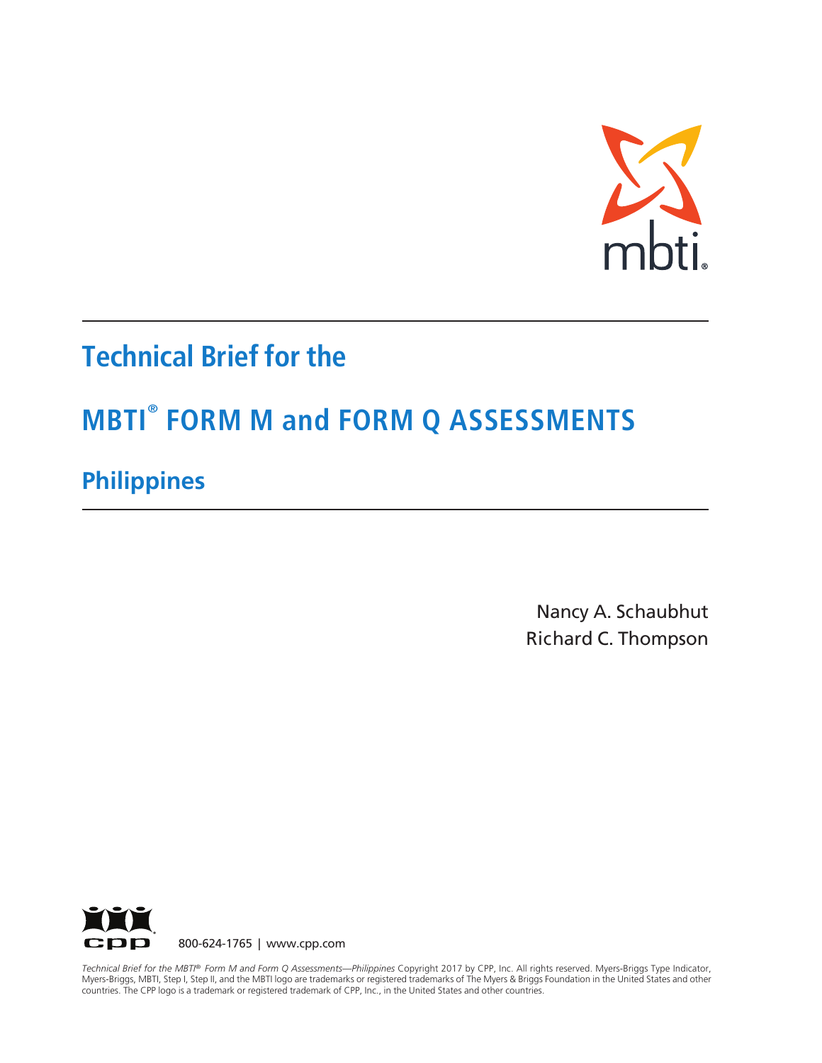mbti®

# Technical Brief for the

# MBTI® FORM M and FORM Q ASSESSMENTS

## Philippines

Nancy A. Schaubhut
Richard C. Thompson

cpp

800-624-1765 | www.cpp.com

*Technical Brief for the MBTI® Form M and Form Q Assessments—Philippines* Copyright 2017 by CPP, Inc. All rights reserved. Myers-Briggs Type Indicator, Myers-Briggs, MBTI, Step I, Step II, and the MBTI logo are trademarks or registered trademarks of The Myers & Briggs Foundation in the United States and other countries. The CPP logo is a trademark or registered trademark of CPP, Inc., in the United States and other countries.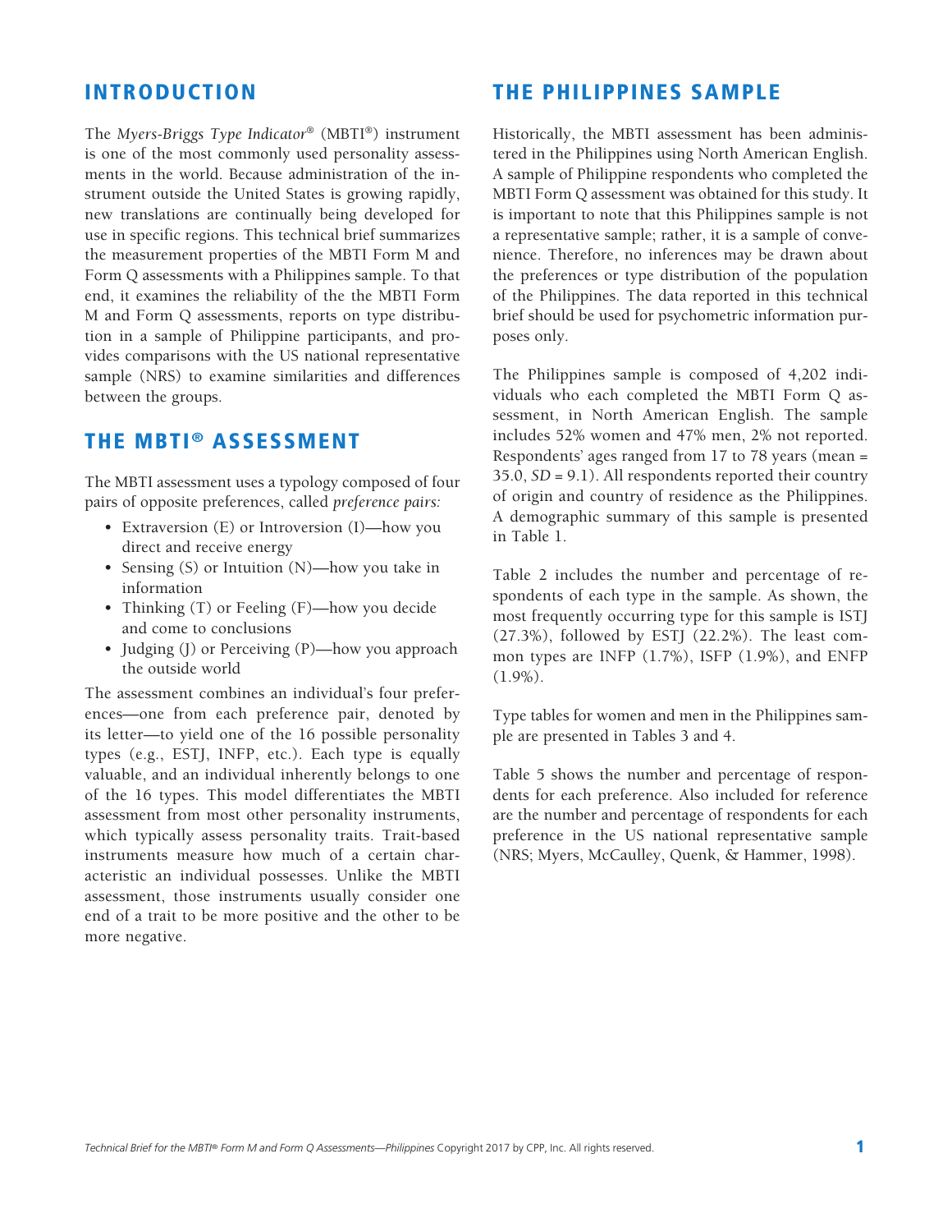## INTRODUCTION

The *Myers-Briggs Type Indicator*® (MBTI®) instrument is one of the most commonly used personality assessments in the world. Because administration of the instrument outside the United States is growing rapidly, new translations are continually being developed for use in specific regions. This technical brief summarizes the measurement properties of the MBTI Form M and Form Q assessments with a Philippines sample. To that end, it examines the reliability of the the MBTI Form M and Form Q assessments, reports on type distribution in a sample of Philippine participants, and provides comparisons with the US national representative sample (NRS) to examine similarities and differences between the groups.

## THE MBTI® ASSESSMENT

The MBTI assessment uses a typology composed of four pairs of opposite preferences, called *preference pairs:*

- Extraversion (E) or Introversion (I)—how you direct and receive energy
- Sensing (S) or Intuition (N)—how you take in information
- Thinking (T) or Feeling (F)—how you decide and come to conclusions
- Judging (J) or Perceiving (P)—how you approach the outside world

The assessment combines an individual's four preferences—one from each preference pair, denoted by its letter—to yield one of the 16 possible personality types (e.g., ESTJ, INFP, etc.). Each type is equally valuable, and an individual inherently belongs to one of the 16 types. This model differentiates the MBTI assessment from most other personality instruments, which typically assess personality traits. Trait-based instruments measure how much of a certain characteristic an individual possesses. Unlike the MBTI assessment, those instruments usually consider one end of a trait to be more positive and the other to be more negative.

## THE PHILIPPINES SAMPLE

Historically, the MBTI assessment has been administered in the Philippines using North American English. A sample of Philippine respondents who completed the MBTI Form Q assessment was obtained for this study. It is important to note that this Philippines sample is not a representative sample; rather, it is a sample of convenience. Therefore, no inferences may be drawn about the preferences or type distribution of the population of the Philippines. The data reported in this technical brief should be used for psychometric information purposes only.

The Philippines sample is composed of 4,202 individuals who each completed the MBTI Form Q assessment, in North American English. The sample includes 52% women and 47% men, 2% not reported. Respondents' ages ranged from 17 to 78 years (mean = 35.0, *SD* = 9.1). All respondents reported their country of origin and country of residence as the Philippines. A demographic summary of this sample is presented in Table 1.

Table 2 includes the number and percentage of respondents of each type in the sample. As shown, the most frequently occurring type for this sample is ISTJ (27.3%), followed by ESTJ (22.2%). The least common types are INFP (1.7%), ISFP (1.9%), and ENFP (1.9%).

Type tables for women and men in the Philippines sample are presented in Tables 3 and 4.

Table 5 shows the number and percentage of respondents for each preference. Also included for reference are the number and percentage of respondents for each preference in the US national representative sample (NRS; Myers, McCaulley, Quenk, & Hammer, 1998).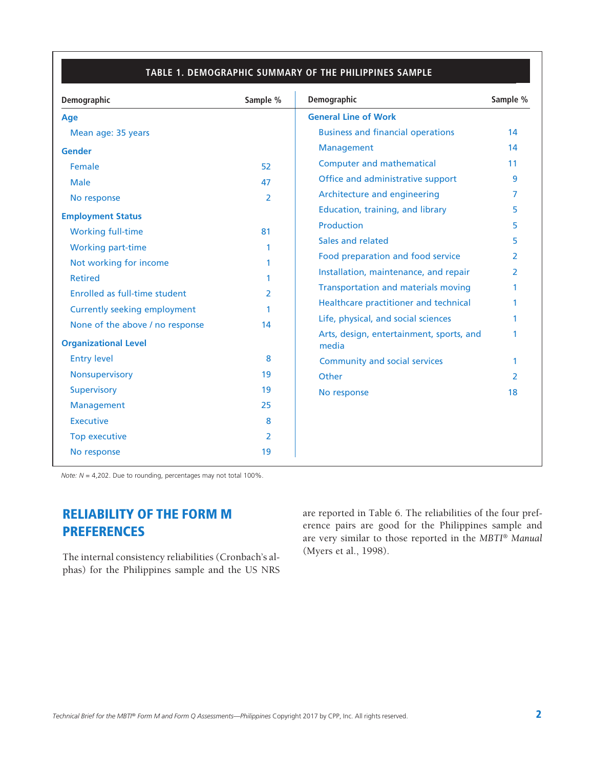**TABLE 1. DEMOGRAPHIC SUMMARY OF THE PHILIPPINES SAMPLE**

| Demographic | Sample % | Demographic | Sample % |
|---|---|---|---|
| **Age** | | **General Line of Work** | |
| Mean age: 35 years | | Business and financial operations | 14 |
| **Gender** | | Management | 14 |
| Female | 52 | Computer and mathematical | 11 |
| Male | 47 | Office and administrative support | 9 |
| No response | 2 | Architecture and engineering | 7 |
| **Employment Status** | | Education, training, and library | 5 |
| Working full-time | 81 | Production | 5 |
| Working part-time | 1 | Sales and related | 5 |
| Not working for income | 1 | Food preparation and food service | 2 |
| Retired | 1 | Installation, maintenance, and repair | 2 |
| Enrolled as full-time student | 2 | Transportation and materials moving | 1 |
| Currently seeking employment | 1 | Healthcare practitioner and technical | 1 |
| None of the above / no response | 14 | Life, physical, and social sciences | 1 |
| **Organizational Level** | | Arts, design, entertainment, sports, and media | 1 |
| Entry level | 8 | Community and social services | 1 |
| Nonsupervisory | 19 | Other | 2 |
| Supervisory | 19 | No response | 18 |
| Management | 25 | | |
| Executive | 8 | | |
| Top executive | 2 | | |
| No response | 19 | | |

*Note: N* = 4,202. Due to rounding, percentages may not total 100%.

## RELIABILITY OF THE FORM M PREFERENCES

The internal consistency reliabilities (Cronbach's alphas) for the Philippines sample and the US NRS are reported in Table 6. The reliabilities of the four preference pairs are good for the Philippines sample and are very similar to those reported in the *MBTI® Manual* (Myers et al., 1998).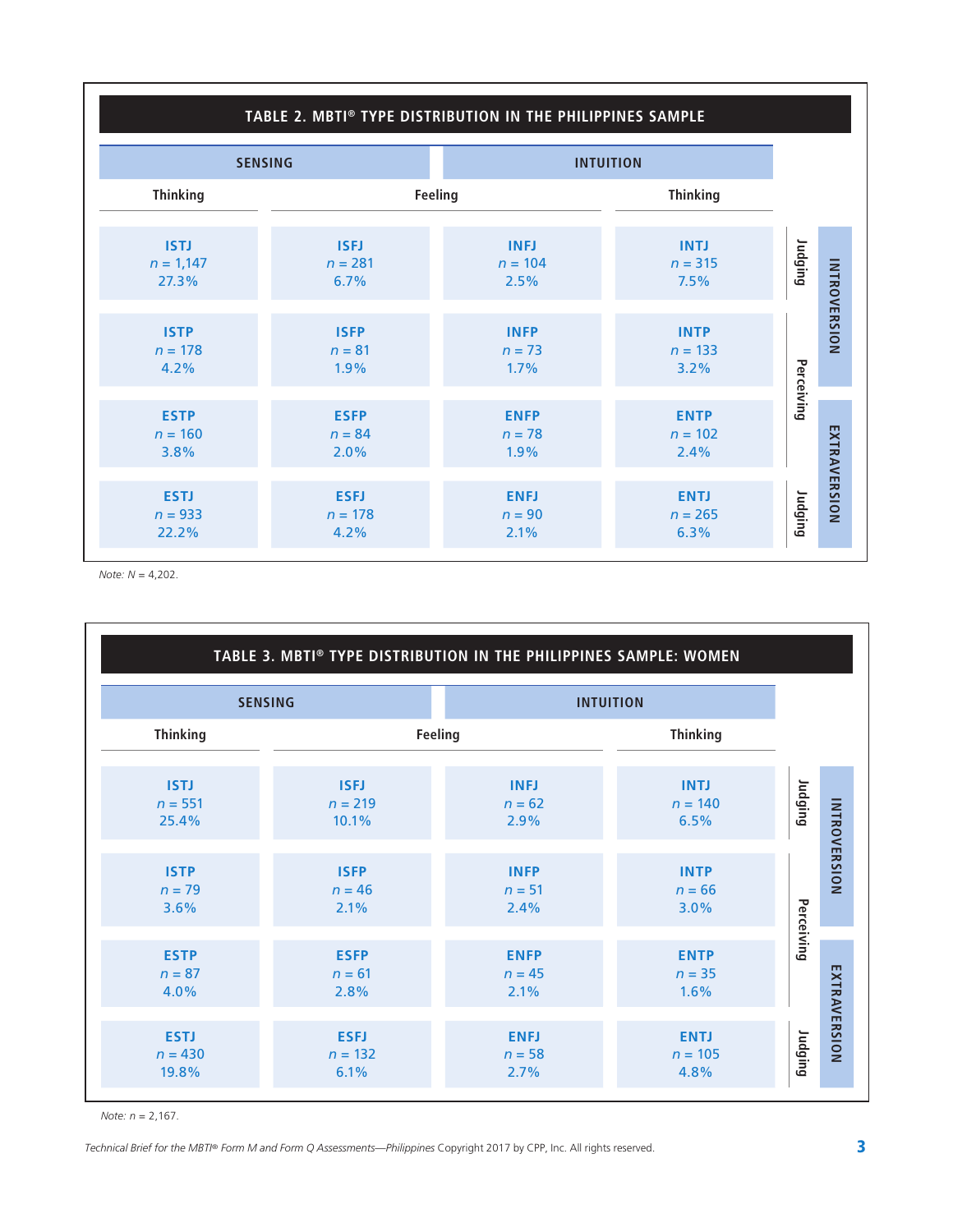**TABLE 2. MBTI® TYPE DISTRIBUTION IN THE PHILIPPINES SAMPLE**

| | SENSING | | INTUITION | | |
|---|---|---|---|---|---|
| | Thinking | Feeling | Feeling | Thinking | |
| INTROVERSION | ISTJ<br>*n* = 1,147<br>27.3% | ISFJ<br>*n* = 281<br>6.7% | INFJ<br>*n* = 104<br>2.5% | INTJ<br>*n* = 315<br>7.5% | Judging |
| INTROVERSION | ISTP<br>*n* = 178<br>4.2% | ISFP<br>*n* = 81<br>1.9% | INFP<br>*n* = 73<br>1.7% | INTP<br>*n* = 133<br>3.2% | Perceiving |
| EXTRAVERSION | ESTP<br>*n* = 160<br>3.8% | ESFP<br>*n* = 84<br>2.0% | ENFP<br>*n* = 78<br>1.9% | ENTP<br>*n* = 102<br>2.4% | Perceiving |
| EXTRAVERSION | ESTJ<br>*n* = 933<br>22.2% | ESFJ<br>*n* = 178<br>4.2% | ENFJ<br>*n* = 90<br>2.1% | ENTJ<br>*n* = 265<br>6.3% | Judging |

*Note: N* = 4,202.

**TABLE 3. MBTI® TYPE DISTRIBUTION IN THE PHILIPPINES SAMPLE: WOMEN**

| | SENSING | | INTUITION | | |
|---|---|---|---|---|---|
| | Thinking | Feeling | Feeling | Thinking | |
| INTROVERSION | ISTJ<br>*n* = 551<br>25.4% | ISFJ<br>*n* = 219<br>10.1% | INFJ<br>*n* = 62<br>2.9% | INTJ<br>*n* = 140<br>6.5% | Judging |
| INTROVERSION | ISTP<br>*n* = 79<br>3.6% | ISFP<br>*n* = 46<br>2.1% | INFP<br>*n* = 51<br>2.4% | INTP<br>*n* = 66<br>3.0% | Perceiving |
| EXTRAVERSION | ESTP<br>*n* = 87<br>4.0% | ESFP<br>*n* = 61<br>2.8% | ENFP<br>*n* = 45<br>2.1% | ENTP<br>*n* = 35<br>1.6% | Perceiving |
| EXTRAVERSION | ESTJ<br>*n* = 430<br>19.8% | ESFJ<br>*n* = 132<br>6.1% | ENFJ<br>*n* = 58<br>2.7% | ENTJ<br>*n* = 105<br>4.8% | Judging |

*Note: n* = 2,167.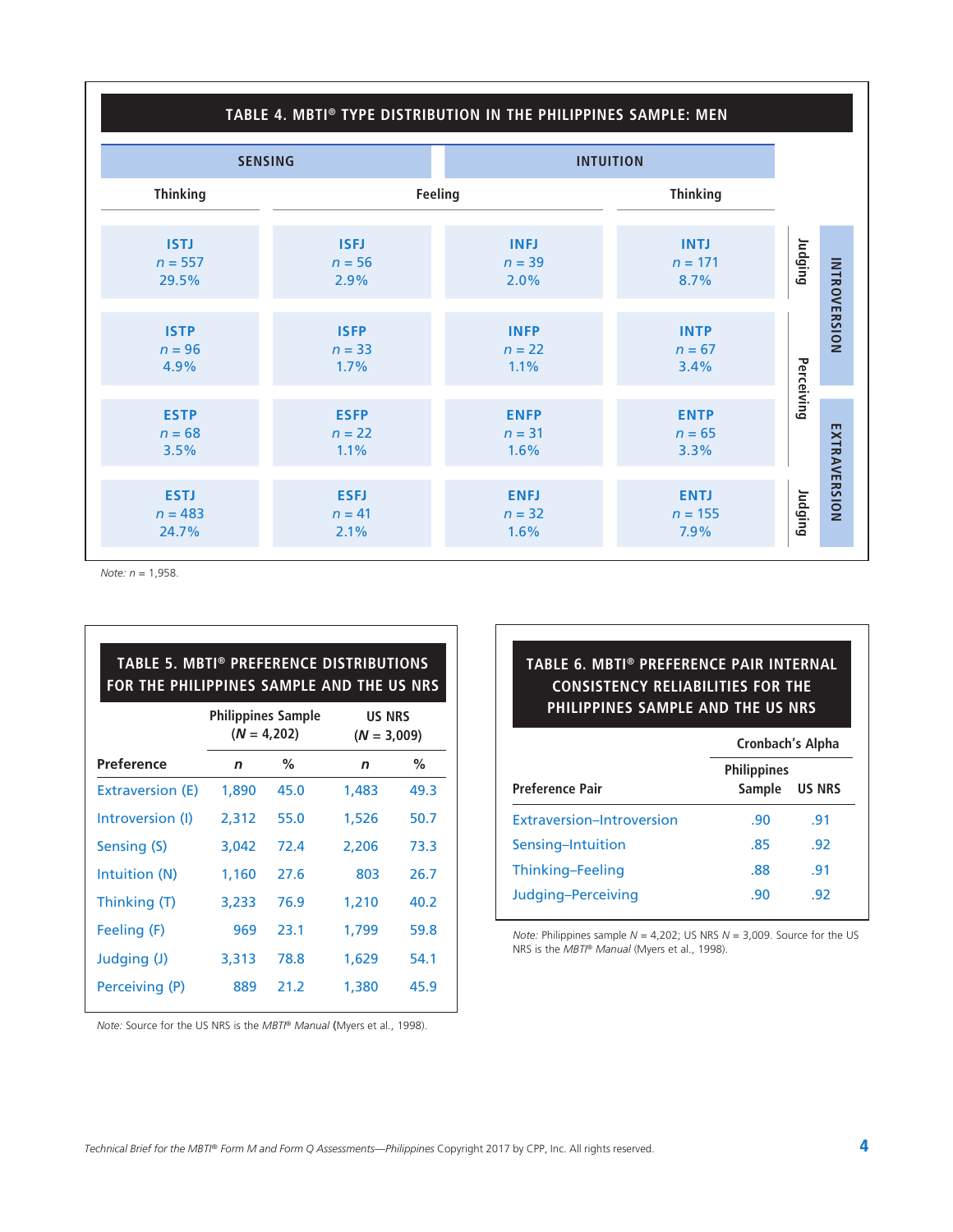## TABLE 4. MBTI® TYPE DISTRIBUTION IN THE PHILIPPINES SAMPLE: MEN

| | SENSING | | INTUITION | | | |
|---|---|---|---|---|---|---|
| | Thinking | Feeling | Feeling | Thinking | | |
| | ISTJ $n$ = 557 29.5% | ISFJ $n$ = 56 2.9% | INFJ $n$ = 39 2.0% | INTJ $n$ = 171 8.7% | Judging | INTROVERSION |
| | ISTP $n$ = 96 4.9% | ISFP $n$ = 33 1.7% | INFP $n$ = 22 1.1% | INTP $n$ = 67 3.4% | Perceiving | INTROVERSION |
| | ESTP $n$ = 68 3.5% | ESFP $n$ = 22 1.1% | ENFP $n$ = 31 1.6% | ENTP $n$ = 65 3.3% | Perceiving | EXTRAVERSION |
| | ESTJ $n$ = 483 24.7% | ESFJ $n$ = 41 2.1% | ENFJ $n$ = 32 1.6% | ENTJ $n$ = 155 7.9% | Judging | EXTRAVERSION |

*Note:* $n$ = 1,958.

## TABLE 5. MBTI® PREFERENCE DISTRIBUTIONS FOR THE PHILIPPINES SAMPLE AND THE US NRS

| | Philippines Sample ($N$ = 4,202) | | US NRS ($N$ = 3,009) | |
|---|---|---|---|---|
| Preference | $n$ | % | $n$ | % |
| Extraversion (E) | 1,890 | 45.0 | 1,483 | 49.3 |
| Introversion (I) | 2,312 | 55.0 | 1,526 | 50.7 |
| Sensing (S) | 3,042 | 72.4 | 2,206 | 73.3 |
| Intuition (N) | 1,160 | 27.6 | 803 | 26.7 |
| Thinking (T) | 3,233 | 76.9 | 1,210 | 40.2 |
| Feeling (F) | 969 | 23.1 | 1,799 | 59.8 |
| Judging (J) | 3,313 | 78.8 | 1,629 | 54.1 |
| Perceiving (P) | 889 | 21.2 | 1,380 | 45.9 |

*Note:* Source for the US NRS is the *MBTI® Manual* (Myers et al., 1998).

## TABLE 6. MBTI® PREFERENCE PAIR INTERNAL CONSISTENCY RELIABILITIES FOR THE PHILIPPINES SAMPLE AND THE US NRS

| | Cronbach's Alpha | |
|---|---|---|
| Preference Pair | Philippines Sample | US NRS |
| Extraversion–Introversion | .90 | .91 |
| Sensing–Intuition | .85 | .92 |
| Thinking–Feeling | .88 | .91 |
| Judging–Perceiving | .90 | .92 |

*Note:* Philippines sample $N$ = 4,202; US NRS $N$ = 3,009. Source for the US NRS is the *MBTI® Manual* (Myers et al., 1998).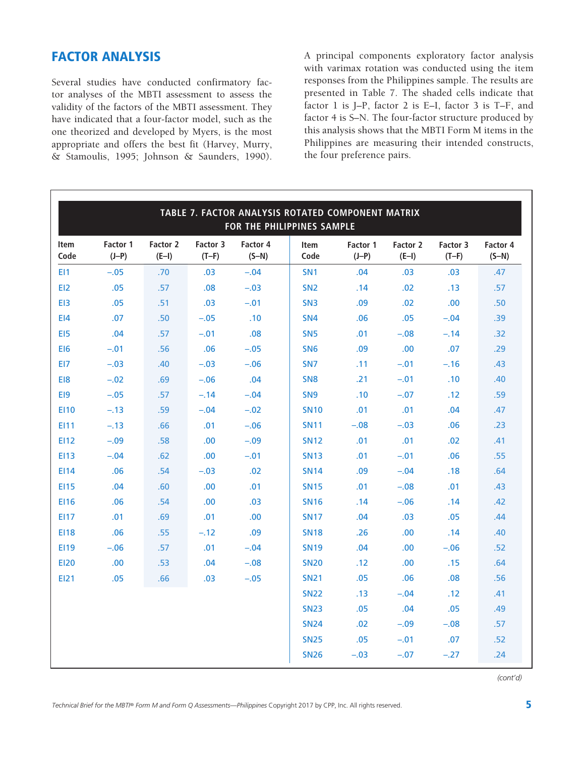## FACTOR ANALYSIS

Several studies have conducted confirmatory factor analyses of the MBTI assessment to assess the validity of the factors of the MBTI assessment. They have indicated that a four-factor model, such as the one theorized and developed by Myers, is the most appropriate and offers the best fit (Harvey, Murry, & Stamoulis, 1995; Johnson & Saunders, 1990).

A principal components exploratory factor analysis with varimax rotation was conducted using the item responses from the Philippines sample. The results are presented in Table 7. The shaded cells indicate that factor 1 is J–P, factor 2 is E–I, factor 3 is T–F, and factor 4 is S–N. The four-factor structure produced by this analysis shows that the MBTI Form M items in the Philippines are measuring their intended constructs, the four preference pairs.

**TABLE 7. FACTOR ANALYSIS ROTATED COMPONENT MATRIX FOR THE PHILIPPINES SAMPLE**

| Item Code | Factor 1 (J–P) | Factor 2 (E–I) | Factor 3 (T–F) | Factor 4 (S–N) | Item Code | Factor 1 (J–P) | Factor 2 (E–I) | Factor 3 (T–F) | Factor 4 (S–N) |
|---|---|---|---|---|---|---|---|---|---|
| EI1 | –.05 | .70 | .03 | –.04 | SN1 | .04 | .03 | .03 | .47 |
| EI2 | .05 | .57 | .08 | –.03 | SN2 | .14 | .02 | .13 | .57 |
| EI3 | .05 | .51 | .03 | –.01 | SN3 | .09 | .02 | .00 | .50 |
| EI4 | .07 | .50 | –.05 | .10 | SN4 | .06 | .05 | –.04 | .39 |
| EI5 | .04 | .57 | –.01 | .08 | SN5 | .01 | –.08 | –.14 | .32 |
| EI6 | –.01 | .56 | .06 | –.05 | SN6 | .09 | .00 | .07 | .29 |
| EI7 | –.03 | .40 | –.03 | –.06 | SN7 | .11 | –.01 | –.16 | .43 |
| EI8 | –.02 | .69 | –.06 | .04 | SN8 | .21 | –.01 | .10 | .40 |
| EI9 | –.05 | .57 | –.14 | –.04 | SN9 | .10 | –.07 | .12 | .59 |
| EI10 | –.13 | .59 | –.04 | –.02 | SN10 | .01 | .01 | .04 | .47 |
| EI11 | –.13 | .66 | .01 | –.06 | SN11 | –.08 | –.03 | .06 | .23 |
| EI12 | –.09 | .58 | .00 | –.09 | SN12 | .01 | .01 | .02 | .41 |
| EI13 | –.04 | .62 | .00 | –.01 | SN13 | .01 | –.01 | .06 | .55 |
| EI14 | .06 | .54 | –.03 | .02 | SN14 | .09 | –.04 | .18 | .64 |
| EI15 | .04 | .60 | .00 | .01 | SN15 | .01 | –.08 | .01 | .43 |
| EI16 | .06 | .54 | .00 | .03 | SN16 | .14 | –.06 | .14 | .42 |
| EI17 | .01 | .69 | .01 | .00 | SN17 | .04 | .03 | .05 | .44 |
| EI18 | .06 | .55 | –.12 | .09 | SN18 | .26 | .00 | .14 | .40 |
| EI19 | –.06 | .57 | .01 | –.04 | SN19 | .04 | .00 | –.06 | .52 |
| EI20 | .00 | .53 | .04 | –.08 | SN20 | .12 | .00 | .15 | .64 |
| EI21 | .05 | .66 | .03 | –.05 | SN21 | .05 | .06 | .08 | .56 |
| | | | | | SN22 | .13 | –.04 | .12 | .41 |
| | | | | | SN23 | .05 | .04 | .05 | .49 |
| | | | | | SN24 | .02 | –.09 | –.08 | .57 |
| | | | | | SN25 | .05 | –.01 | .07 | .52 |
| | | | | | SN26 | –.03 | –.07 | –.27 | .24 |

*(cont'd)*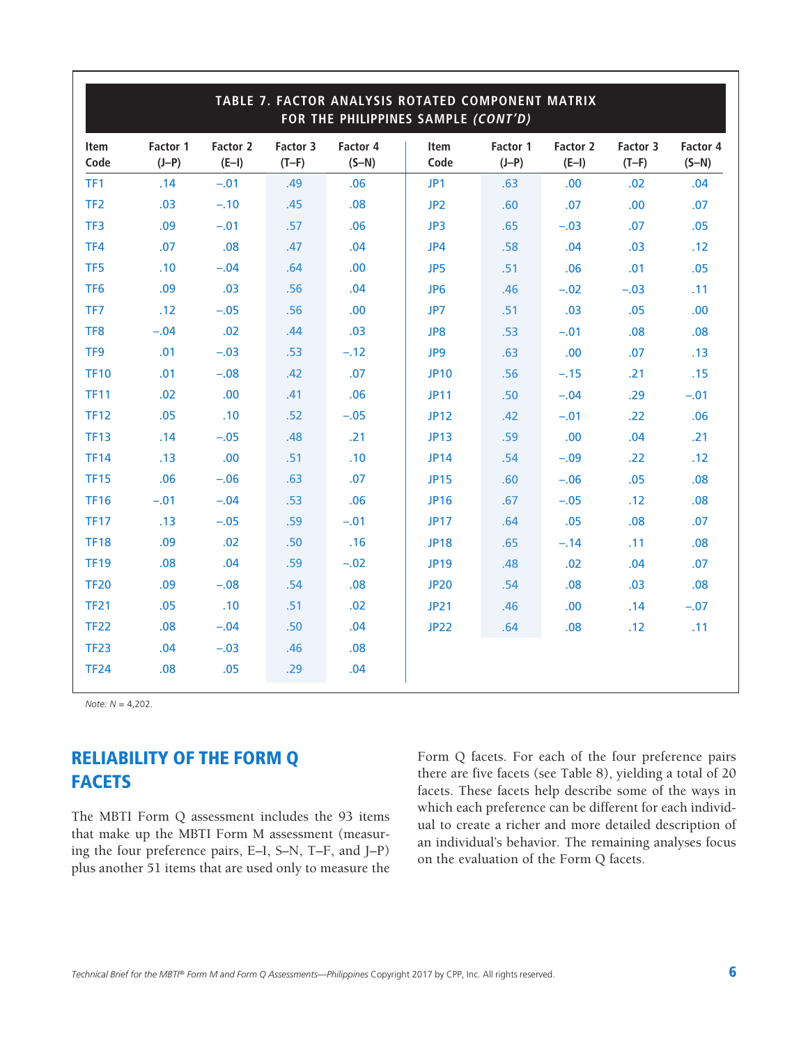**TABLE 7. FACTOR ANALYSIS ROTATED COMPONENT MATRIX FOR THE PHILIPPINES SAMPLE *(CONT'D)***

| Item Code | Factor 1 (J–P) | Factor 2 (E–I) | Factor 3 (T–F) | Factor 4 (S–N) | Item Code | Factor 1 (J–P) | Factor 2 (E–I) | Factor 3 (T–F) | Factor 4 (S–N) |
|---|---|---|---|---|---|---|---|---|---|
| TF1 | .14 | −.01 | .49 | .06 | JP1 | .63 | .00 | .02 | .04 |
| TF2 | .03 | −.10 | .45 | .08 | JP2 | .60 | .07 | .00 | .07 |
| TF3 | .09 | −.01 | .57 | .06 | JP3 | .65 | −.03 | .07 | .05 |
| TF4 | .07 | .08 | .47 | .04 | JP4 | .58 | .04 | .03 | .12 |
| TF5 | .10 | −.04 | .64 | .00 | JP5 | .51 | .06 | .01 | .05 |
| TF6 | .09 | .03 | .56 | .04 | JP6 | .46 | −.02 | −.03 | .11 |
| TF7 | .12 | −.05 | .56 | .00 | JP7 | .51 | .03 | .05 | .00 |
| TF8 | −.04 | .02 | .44 | .03 | JP8 | .53 | −.01 | .08 | .08 |
| TF9 | .01 | −.03 | .53 | −.12 | JP9 | .63 | .00 | .07 | .13 |
| TF10 | .01 | −.08 | .42 | .07 | JP10 | .56 | −.15 | .21 | .15 |
| TF11 | .02 | .00 | .41 | .06 | JP11 | .50 | −.04 | .29 | −.01 |
| TF12 | .05 | .10 | .52 | −.05 | JP12 | .42 | −.01 | .22 | .06 |
| TF13 | .14 | −.05 | .48 | .21 | JP13 | .59 | .00 | .04 | .21 |
| TF14 | .13 | .00 | .51 | .10 | JP14 | .54 | −.09 | .22 | .12 |
| TF15 | .06 | −.06 | .63 | .07 | JP15 | .60 | −.06 | .05 | .08 |
| TF16 | −.01 | −.04 | .53 | .06 | JP16 | .67 | −.05 | .12 | .08 |
| TF17 | .13 | −.05 | .59 | −.01 | JP17 | .64 | .05 | .08 | .07 |
| TF18 | .09 | .02 | .50 | .16 | JP18 | .65 | −.14 | .11 | .08 |
| TF19 | .08 | .04 | .59 | −.02 | JP19 | .48 | .02 | .04 | .07 |
| TF20 | .09 | −.08 | .54 | .08 | JP20 | .54 | .08 | .03 | .08 |
| TF21 | .05 | .10 | .51 | .02 | JP21 | .46 | .00 | .14 | −.07 |
| TF22 | .08 | −.04 | .50 | .04 | JP22 | .64 | .08 | .12 | .11 |
| TF23 | .04 | −.03 | .46 | .08 | | | | | |
| TF24 | .08 | .05 | .29 | .04 | | | | | |

*Note:* $N$ = 4,202.

## RELIABILITY OF THE FORM Q FACETS

The MBTI Form Q assessment includes the 93 items that make up the MBTI Form M assessment (measuring the four preference pairs, E–I, S–N, T–F, and J–P) plus another 51 items that are used only to measure the Form Q facets. For each of the four preference pairs there are five facets (see Table 8), yielding a total of 20 facets. These facets help describe some of the ways in which each preference can be different for each individual to create a richer and more detailed description of an individual's behavior. The remaining analyses focus on the evaluation of the Form Q facets.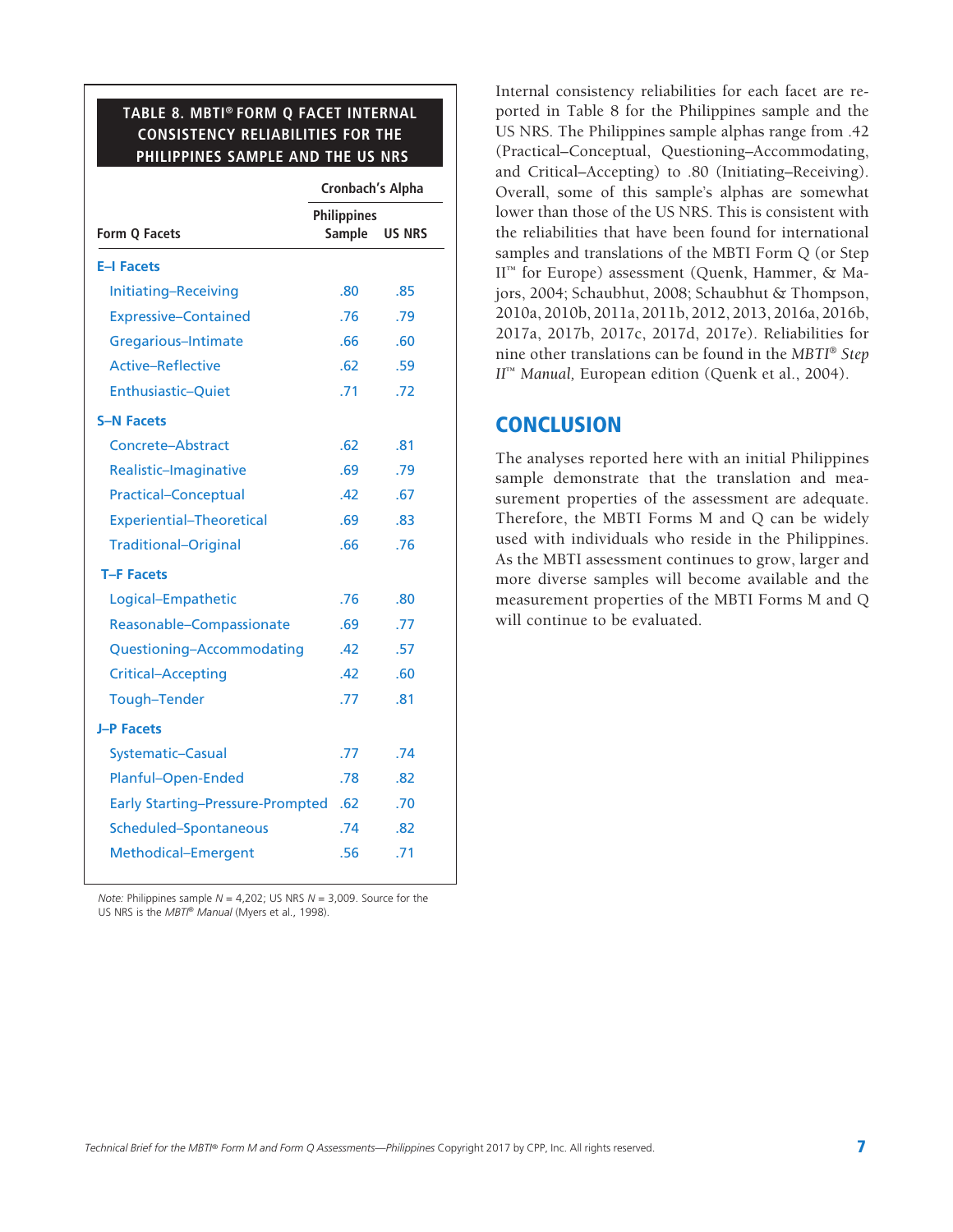**TABLE 8. MBTI® FORM Q FACET INTERNAL CONSISTENCY RELIABILITIES FOR THE PHILIPPINES SAMPLE AND THE US NRS**

| | Cronbach's Alpha | |
|---|---|---|
| **Form Q Facets** | **Philippines Sample** | **US NRS** |
| **E–I Facets** | | |
| Initiating–Receiving | .80 | .85 |
| Expressive–Contained | .76 | .79 |
| Gregarious–Intimate | .66 | .60 |
| Active–Reflective | .62 | .59 |
| Enthusiastic–Quiet | .71 | .72 |
| **S–N Facets** | | |
| Concrete–Abstract | .62 | .81 |
| Realistic–Imaginative | .69 | .79 |
| Practical–Conceptual | .42 | .67 |
| Experiential–Theoretical | .69 | .83 |
| Traditional–Original | .66 | .76 |
| **T–F Facets** | | |
| Logical–Empathetic | .76 | .80 |
| Reasonable–Compassionate | .69 | .77 |
| Questioning–Accommodating | .42 | .57 |
| Critical–Accepting | .42 | .60 |
| Tough–Tender | .77 | .81 |
| **J–P Facets** | | |
| Systematic–Casual | .77 | .74 |
| Planful–Open-Ended | .78 | .82 |
| Early Starting–Pressure-Prompted | .62 | .70 |
| Scheduled–Spontaneous | .74 | .82 |
| Methodical–Emergent | .56 | .71 |

*Note:* Philippines sample $N$ = 4,202; US NRS $N$ = 3,009. Source for the US NRS is the *MBTI® Manual* (Myers et al., 1998).

Internal consistency reliabilities for each facet are reported in Table 8 for the Philippines sample and the US NRS. The Philippines sample alphas range from .42 (Practical–Conceptual, Questioning–Accommodating, and Critical–Accepting) to .80 (Initiating–Receiving). Overall, some of this sample's alphas are somewhat lower than those of the US NRS. This is consistent with the reliabilities that have been found for international samples and translations of the MBTI Form Q (or Step II™ for Europe) assessment (Quenk, Hammer, & Majors, 2004; Schaubhut, 2008; Schaubhut & Thompson, 2010a, 2010b, 2011a, 2011b, 2012, 2013, 2016a, 2016b, 2017a, 2017b, 2017c, 2017d, 2017e). Reliabilities for nine other translations can be found in the *MBTI® Step II™ Manual,* European edition (Quenk et al., 2004).

## CONCLUSION

The analyses reported here with an initial Philippines sample demonstrate that the translation and measurement properties of the assessment are adequate. Therefore, the MBTI Forms M and Q can be widely used with individuals who reside in the Philippines. As the MBTI assessment continues to grow, larger and more diverse samples will become available and the measurement properties of the MBTI Forms M and Q will continue to be evaluated.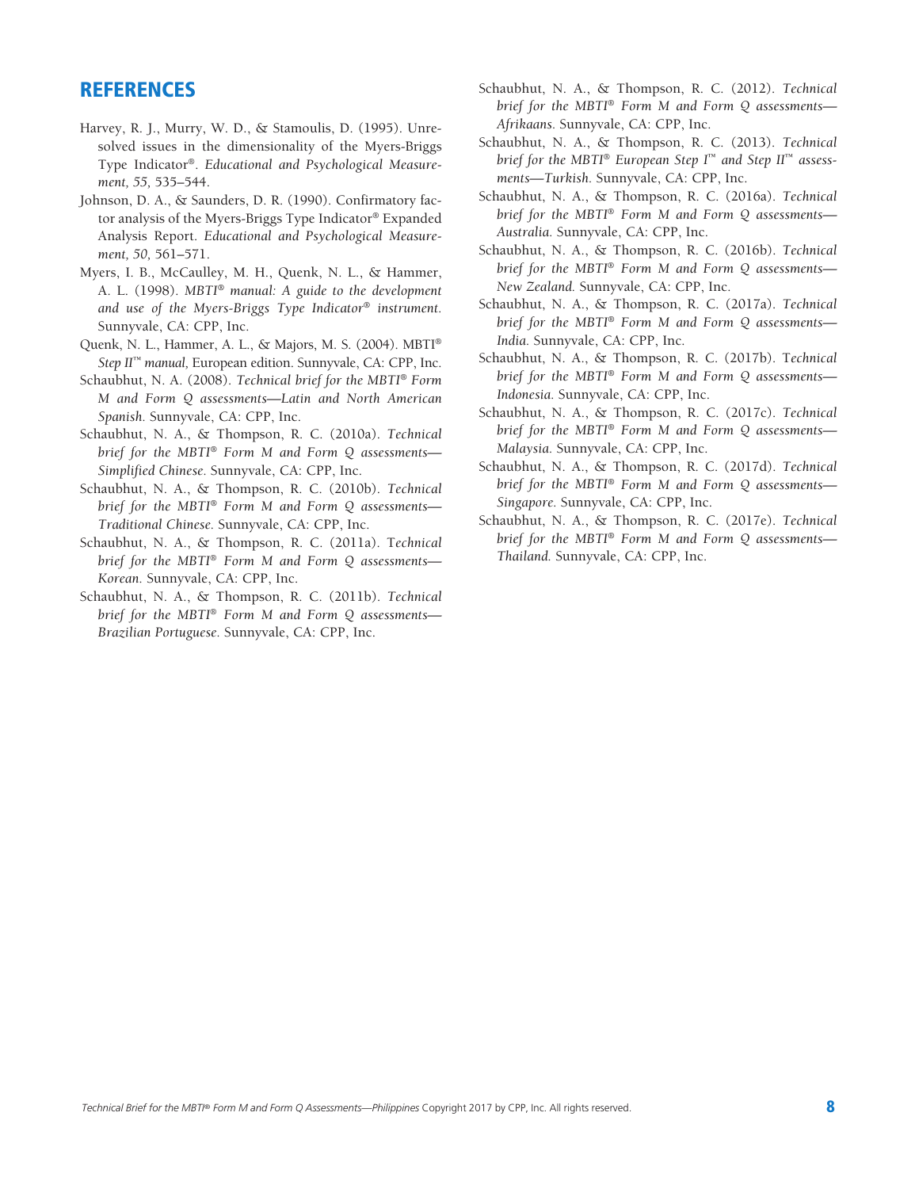## REFERENCES

Harvey, R. J., Murry, W. D., & Stamoulis, D. (1995). Unresolved issues in the dimensionality of the Myers-Briggs Type Indicator®. *Educational and Psychological Measurement, 55,* 535–544.

Johnson, D. A., & Saunders, D. R. (1990). Confirmatory factor analysis of the Myers-Briggs Type Indicator® Expanded Analysis Report. *Educational and Psychological Measurement, 50,* 561–571.

Myers, I. B., McCaulley, M. H., Quenk, N. L., & Hammer, A. L. (1998). *MBTI® manual: A guide to the development and use of the Myers-Briggs Type Indicator® instrument.* Sunnyvale, CA: CPP, Inc.

Quenk, N. L., Hammer, A. L., & Majors, M. S. (2004). MBTI® *Step II™ manual,* European edition. Sunnyvale, CA: CPP, Inc.

Schaubhut, N. A. (2008). *Technical brief for the MBTI® Form M and Form Q assessments—Latin and North American Spanish.* Sunnyvale, CA: CPP, Inc.

Schaubhut, N. A., & Thompson, R. C. (2010a). *Technical brief for the MBTI® Form M and Form Q assessments—Simplified Chinese.* Sunnyvale, CA: CPP, Inc.

Schaubhut, N. A., & Thompson, R. C. (2010b). *Technical brief for the MBTI® Form M and Form Q assessments—Traditional Chinese.* Sunnyvale, CA: CPP, Inc.

Schaubhut, N. A., & Thompson, R. C. (2011a). *Technical brief for the MBTI® Form M and Form Q assessments—Korean.* Sunnyvale, CA: CPP, Inc.

Schaubhut, N. A., & Thompson, R. C. (2011b). *Technical brief for the MBTI® Form M and Form Q assessments—Brazilian Portuguese.* Sunnyvale, CA: CPP, Inc.

Schaubhut, N. A., & Thompson, R. C. (2012). *Technical brief for the MBTI® Form M and Form Q assessments—Afrikaans.* Sunnyvale, CA: CPP, Inc.

Schaubhut, N. A., & Thompson, R. C. (2013). *Technical brief for the MBTI® European Step I™ and Step II™ assessments—Turkish.* Sunnyvale, CA: CPP, Inc.

Schaubhut, N. A., & Thompson, R. C. (2016a). *Technical brief for the MBTI® Form M and Form Q assessments—Australia.* Sunnyvale, CA: CPP, Inc.

Schaubhut, N. A., & Thompson, R. C. (2016b). *Technical brief for the MBTI® Form M and Form Q assessments—New Zealand.* Sunnyvale, CA: CPP, Inc.

Schaubhut, N. A., & Thompson, R. C. (2017a). *Technical brief for the MBTI® Form M and Form Q assessments—India.* Sunnyvale, CA: CPP, Inc.

Schaubhut, N. A., & Thompson, R. C. (2017b). *Technical brief for the MBTI® Form M and Form Q assessments—Indonesia.* Sunnyvale, CA: CPP, Inc.

Schaubhut, N. A., & Thompson, R. C. (2017c). *Technical brief for the MBTI® Form M and Form Q assessments—Malaysia.* Sunnyvale, CA: CPP, Inc.

Schaubhut, N. A., & Thompson, R. C. (2017d). *Technical brief for the MBTI® Form M and Form Q assessments—Singapore.* Sunnyvale, CA: CPP, Inc.

Schaubhut, N. A., & Thompson, R. C. (2017e). *Technical brief for the MBTI® Form M and Form Q assessments—Thailand.* Sunnyvale, CA: CPP, Inc.